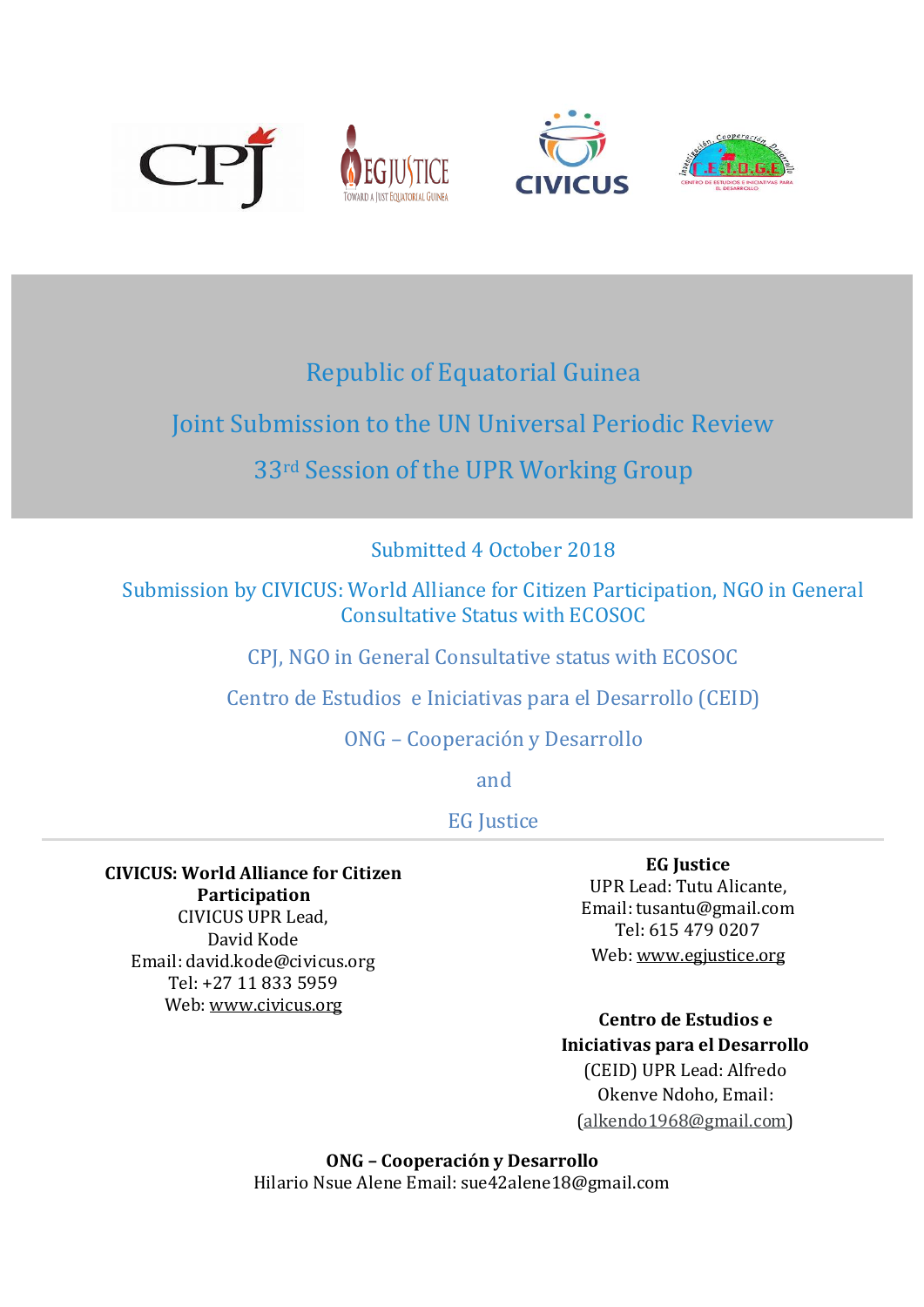# Republic of Equatorial Guinea

## Joint Submission to the UN Universal Periodic Review

## 33rd Session of the UPR Working Group

Submitted 4 October 2018

Submission by CIVICUS: World Alliance for Citizen Participation, NGO in General Consultative Status with ECOSOC

CPJ, NGO in General Consultative status with ECOSOC

Centro de Estudios e Iniciativas para el Desarrollo (CEID)

ONG – Cooperación y Desarrollo

and

EG Justice

---

**CIVICUS: World Alliance for Citizen Participation**
CIVICUS UPR Lead,
David Kode
Email: david.kode@civicus.org
Tel: +27 11 833 5959
Web: www.civicus.org

**EG Justice**
UPR Lead: Tutu Alicante,
Email: tusantu@gmail.com
Tel: 615 479 0207
Web: www.egjustice.org

**Centro de Estudios e Iniciativas para el Desarrollo**
(CEID) UPR Lead: Alfredo Okenve Ndoho, Email: (alkendo1968@gmail.com)

**ONG – Cooperación y Desarrollo**
Hilario Nsue Alene Email: sue42alene18@gmail.com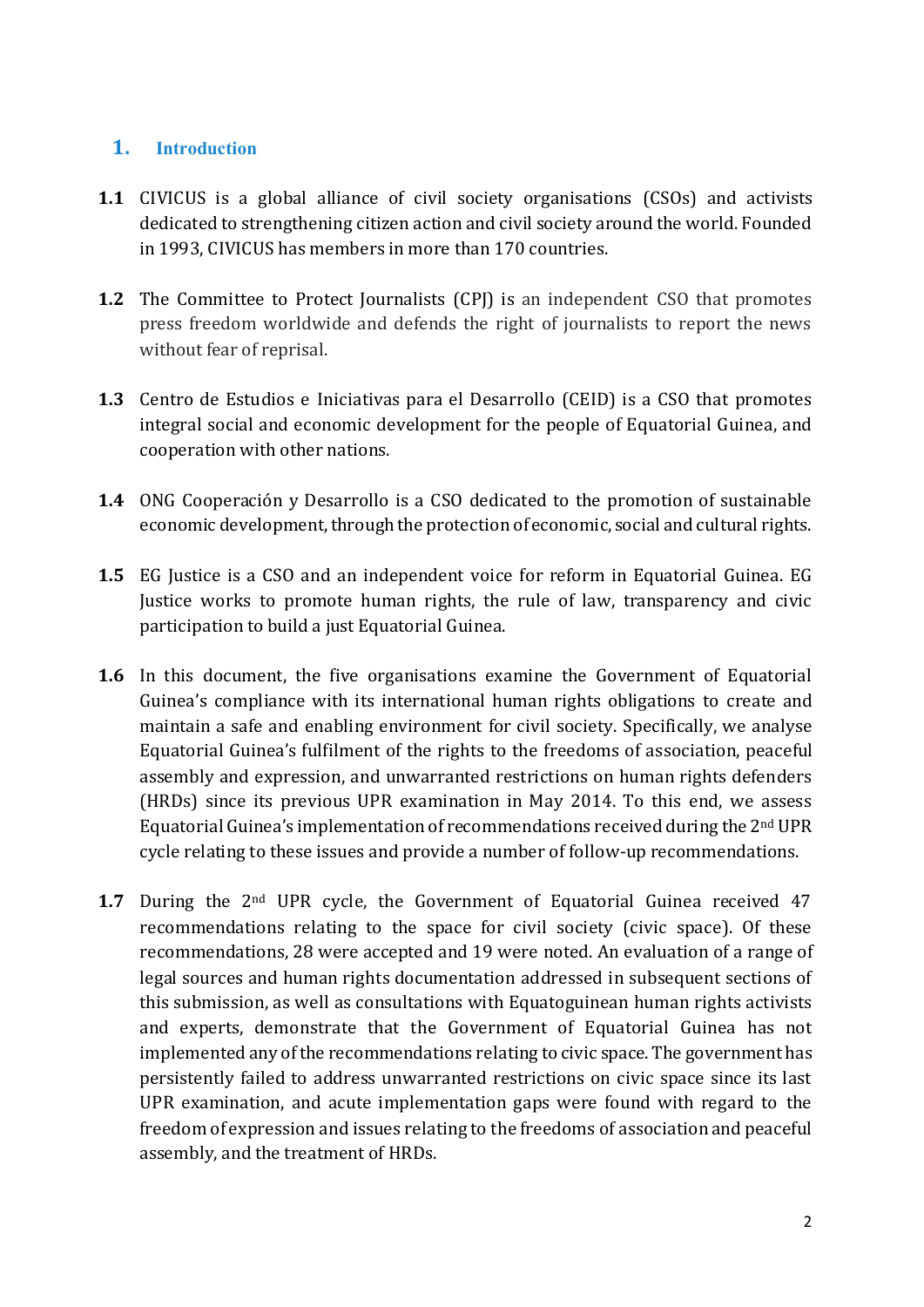## 1. Introduction

**1.1** CIVICUS is a global alliance of civil society organisations (CSOs) and activists dedicated to strengthening citizen action and civil society around the world. Founded in 1993, CIVICUS has members in more than 170 countries.

**1.2** The Committee to Protect Journalists (CPJ) is an independent CSO that promotes press freedom worldwide and defends the right of journalists to report the news without fear of reprisal.

**1.3** Centro de Estudios e Iniciativas para el Desarrollo (CEID) is a CSO that promotes integral social and economic development for the people of Equatorial Guinea, and cooperation with other nations.

**1.4** ONG Cooperación y Desarrollo is a CSO dedicated to the promotion of sustainable economic development, through the protection of economic, social and cultural rights.

**1.5** EG Justice is a CSO and an independent voice for reform in Equatorial Guinea. EG Justice works to promote human rights, the rule of law, transparency and civic participation to build a just Equatorial Guinea.

**1.6** In this document, the five organisations examine the Government of Equatorial Guinea's compliance with its international human rights obligations to create and maintain a safe and enabling environment for civil society. Specifically, we analyse Equatorial Guinea's fulfilment of the rights to the freedoms of association, peaceful assembly and expression, and unwarranted restrictions on human rights defenders (HRDs) since its previous UPR examination in May 2014. To this end, we assess Equatorial Guinea's implementation of recommendations received during the 2nd UPR cycle relating to these issues and provide a number of follow-up recommendations.

**1.7** During the 2nd UPR cycle, the Government of Equatorial Guinea received 47 recommendations relating to the space for civil society (civic space). Of these recommendations, 28 were accepted and 19 were noted. An evaluation of a range of legal sources and human rights documentation addressed in subsequent sections of this submission, as well as consultations with Equatoguinean human rights activists and experts, demonstrate that the Government of Equatorial Guinea has not implemented any of the recommendations relating to civic space. The government has persistently failed to address unwarranted restrictions on civic space since its last UPR examination, and acute implementation gaps were found with regard to the freedom of expression and issues relating to the freedoms of association and peaceful assembly, and the treatment of HRDs.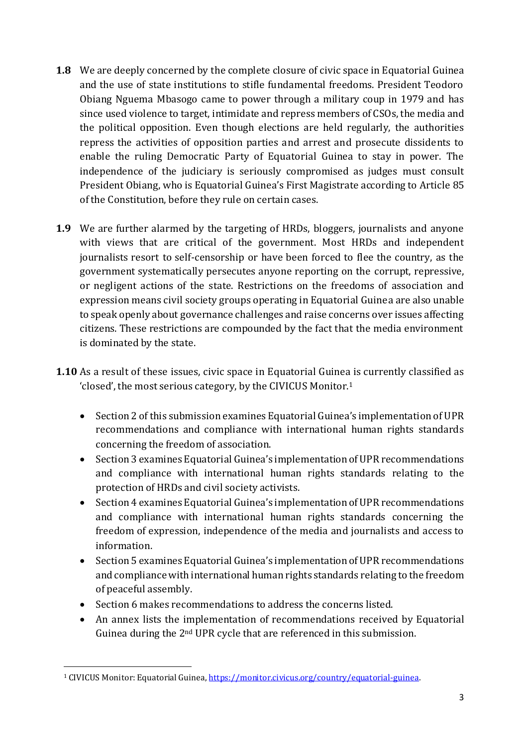**1.8** We are deeply concerned by the complete closure of civic space in Equatorial Guinea and the use of state institutions to stifle fundamental freedoms. President Teodoro Obiang Nguema Mbasogo came to power through a military coup in 1979 and has since used violence to target, intimidate and repress members of CSOs, the media and the political opposition. Even though elections are held regularly, the authorities repress the activities of opposition parties and arrest and prosecute dissidents to enable the ruling Democratic Party of Equatorial Guinea to stay in power. The independence of the judiciary is seriously compromised as judges must consult President Obiang, who is Equatorial Guinea's First Magistrate according to Article 85 of the Constitution, before they rule on certain cases.

**1.9** We are further alarmed by the targeting of HRDs, bloggers, journalists and anyone with views that are critical of the government. Most HRDs and independent journalists resort to self-censorship or have been forced to flee the country, as the government systematically persecutes anyone reporting on the corrupt, repressive, or negligent actions of the state. Restrictions on the freedoms of association and expression means civil society groups operating in Equatorial Guinea are also unable to speak openly about governance challenges and raise concerns over issues affecting citizens. These restrictions are compounded by the fact that the media environment is dominated by the state.

**1.10** As a result of these issues, civic space in Equatorial Guinea is currently classified as 'closed', the most serious category, by the CIVICUS Monitor.[1]

- Section 2 of this submission examines Equatorial Guinea's implementation of UPR recommendations and compliance with international human rights standards concerning the freedom of association.
- Section 3 examines Equatorial Guinea's implementation of UPR recommendations and compliance with international human rights standards relating to the protection of HRDs and civil society activists.
- Section 4 examines Equatorial Guinea's implementation of UPR recommendations and compliance with international human rights standards concerning the freedom of expression, independence of the media and journalists and access to information.
- Section 5 examines Equatorial Guinea's implementation of UPR recommendations and compliance with international human rights standards relating to the freedom of peaceful assembly.
- Section 6 makes recommendations to address the concerns listed.
- An annex lists the implementation of recommendations received by Equatorial Guinea during the 2nd UPR cycle that are referenced in this submission.

---

[1] CIVICUS Monitor: Equatorial Guinea, https://monitor.civicus.org/country/equatorial-guinea.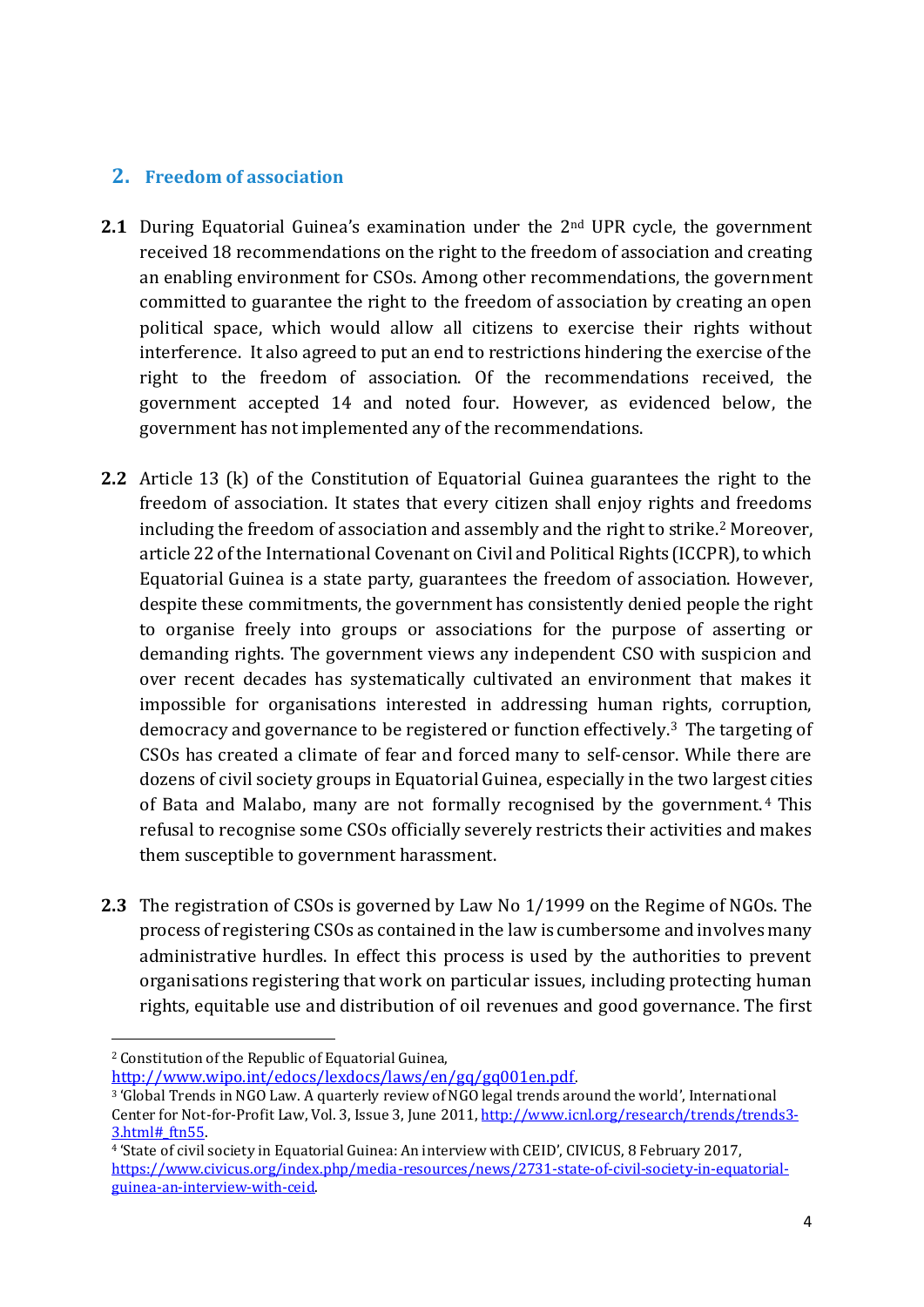## 2. Freedom of association

**2.1** During Equatorial Guinea's examination under the 2nd UPR cycle, the government received 18 recommendations on the right to the freedom of association and creating an enabling environment for CSOs. Among other recommendations, the government committed to guarantee the right to the freedom of association by creating an open political space, which would allow all citizens to exercise their rights without interference. It also agreed to put an end to restrictions hindering the exercise of the right to the freedom of association. Of the recommendations received, the government accepted 14 and noted four. However, as evidenced below, the government has not implemented any of the recommendations.

**2.2** Article 13 (k) of the Constitution of Equatorial Guinea guarantees the right to the freedom of association. It states that every citizen shall enjoy rights and freedoms including the freedom of association and assembly and the right to strike.[2] Moreover, article 22 of the International Covenant on Civil and Political Rights (ICCPR), to which Equatorial Guinea is a state party, guarantees the freedom of association. However, despite these commitments, the government has consistently denied people the right to organise freely into groups or associations for the purpose of asserting or demanding rights. The government views any independent CSO with suspicion and over recent decades has systematically cultivated an environment that makes it impossible for organisations interested in addressing human rights, corruption, democracy and governance to be registered or function effectively.[3] The targeting of CSOs has created a climate of fear and forced many to self-censor. While there are dozens of civil society groups in Equatorial Guinea, especially in the two largest cities of Bata and Malabo, many are not formally recognised by the government.[4] This refusal to recognise some CSOs officially severely restricts their activities and makes them susceptible to government harassment.

**2.3** The registration of CSOs is governed by Law No 1/1999 on the Regime of NGOs. The process of registering CSOs as contained in the law is cumbersome and involves many administrative hurdles. In effect this process is used by the authorities to prevent organisations registering that work on particular issues, including protecting human rights, equitable use and distribution of oil revenues and good governance. The first

---

[2] Constitution of the Republic of Equatorial Guinea, http://www.wipo.int/edocs/lexdocs/laws/en/gq/gq001en.pdf.

[3] 'Global Trends in NGO Law. A quarterly review of NGO legal trends around the world', International Center for Not-for-Profit Law, Vol. 3, Issue 3, June 2011, http://www.icnl.org/research/trends/trends3-3.html#_ftn55.

[4] 'State of civil society in Equatorial Guinea: An interview with CEID', CIVICUS, 8 February 2017, https://www.civicus.org/index.php/media-resources/news/2731-state-of-civil-society-in-equatorial-guinea-an-interview-with-ceid.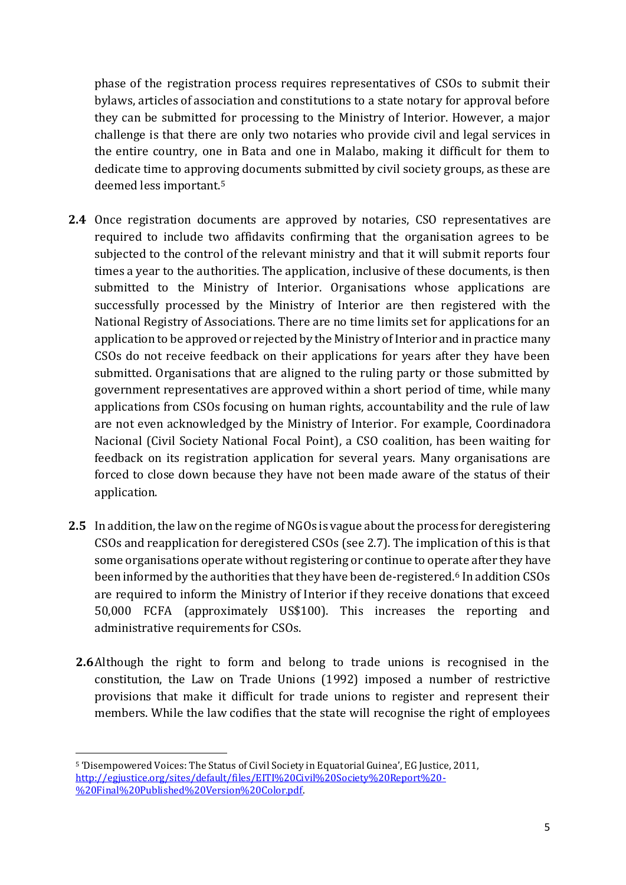phase of the registration process requires representatives of CSOs to submit their bylaws, articles of association and constitutions to a state notary for approval before they can be submitted for processing to the Ministry of Interior. However, a major challenge is that there are only two notaries who provide civil and legal services in the entire country, one in Bata and one in Malabo, making it difficult for them to dedicate time to approving documents submitted by civil society groups, as these are deemed less important.[5]

**2.4** Once registration documents are approved by notaries, CSO representatives are required to include two affidavits confirming that the organisation agrees to be subjected to the control of the relevant ministry and that it will submit reports four times a year to the authorities. The application, inclusive of these documents, is then submitted to the Ministry of Interior. Organisations whose applications are successfully processed by the Ministry of Interior are then registered with the National Registry of Associations. There are no time limits set for applications for an application to be approved or rejected by the Ministry of Interior and in practice many CSOs do not receive feedback on their applications for years after they have been submitted. Organisations that are aligned to the ruling party or those submitted by government representatives are approved within a short period of time, while many applications from CSOs focusing on human rights, accountability and the rule of law are not even acknowledged by the Ministry of Interior. For example, Coordinadora Nacional (Civil Society National Focal Point), a CSO coalition, has been waiting for feedback on its registration application for several years. Many organisations are forced to close down because they have not been made aware of the status of their application.

**2.5** In addition, the law on the regime of NGOs is vague about the process for deregistering CSOs and reapplication for deregistered CSOs (see 2.7). The implication of this is that some organisations operate without registering or continue to operate after they have been informed by the authorities that they have been de-registered.[6] In addition CSOs are required to inform the Ministry of Interior if they receive donations that exceed 50,000 FCFA (approximately US$100). This increases the reporting and administrative requirements for CSOs.

**2.6** Although the right to form and belong to trade unions is recognised in the constitution, the Law on Trade Unions (1992) imposed a number of restrictive provisions that make it difficult for trade unions to register and represent their members. While the law codifies that the state will recognise the right of employees

---

[5] 'Disempowered Voices: The Status of Civil Society in Equatorial Guinea', EG Justice, 2011, http://egjustice.org/sites/default/files/EITI%20Civil%20Society%20Report%20-%20Final%20Published%20Version%20Color.pdf.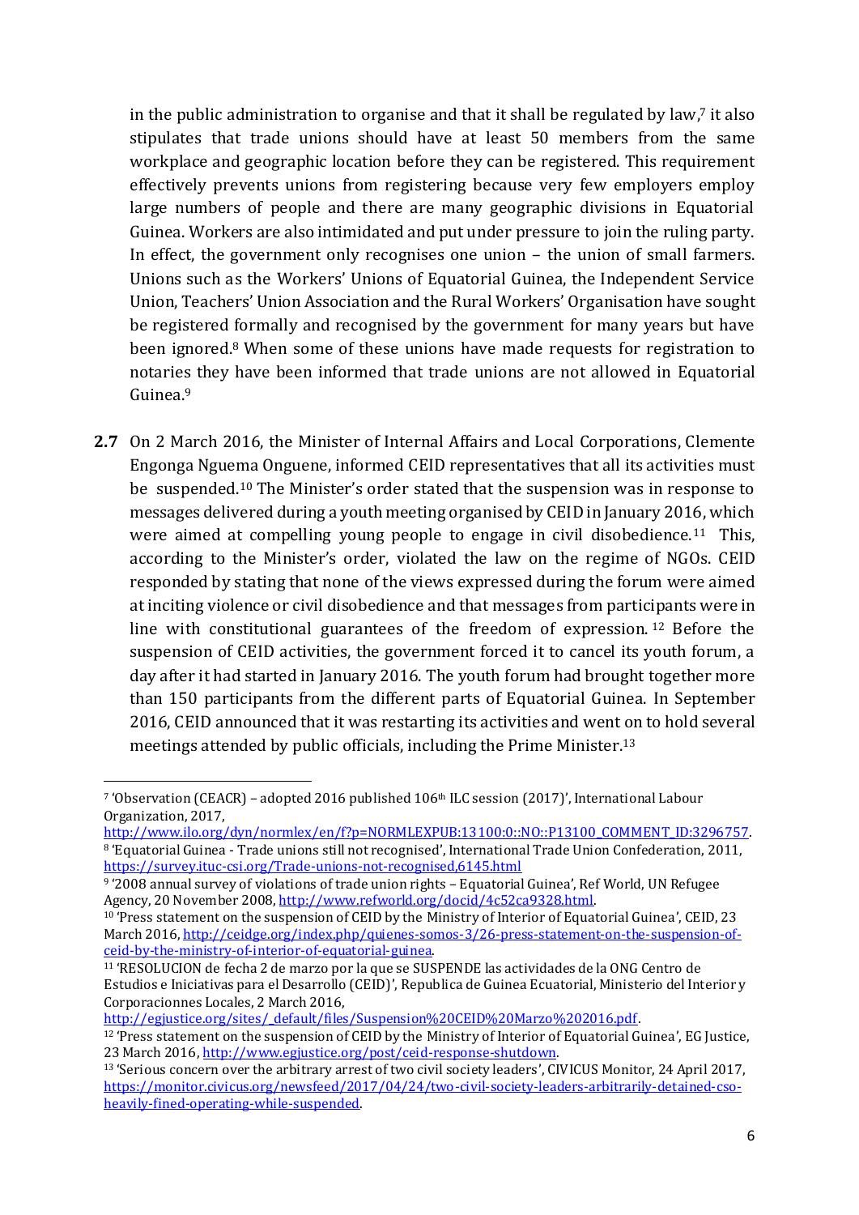in the public administration to organise and that it shall be regulated by law,[7] it also stipulates that trade unions should have at least 50 members from the same workplace and geographic location before they can be registered. This requirement effectively prevents unions from registering because very few employers employ large numbers of people and there are many geographic divisions in Equatorial Guinea. Workers are also intimidated and put under pressure to join the ruling party. In effect, the government only recognises one union – the union of small farmers. Unions such as the Workers' Unions of Equatorial Guinea, the Independent Service Union, Teachers' Union Association and the Rural Workers' Organisation have sought be registered formally and recognised by the government for many years but have been ignored.[8] When some of these unions have made requests for registration to notaries they have been informed that trade unions are not allowed in Equatorial Guinea.[9]

**2.7** On 2 March 2016, the Minister of Internal Affairs and Local Corporations, Clemente Engonga Nguema Onguene, informed CEID representatives that all its activities must be suspended.[10] The Minister's order stated that the suspension was in response to messages delivered during a youth meeting organised by CEID in January 2016, which were aimed at compelling young people to engage in civil disobedience.[11] This, according to the Minister's order, violated the law on the regime of NGOs. CEID responded by stating that none of the views expressed during the forum were aimed at inciting violence or civil disobedience and that messages from participants were in line with constitutional guarantees of the freedom of expression.[12] Before the suspension of CEID activities, the government forced it to cancel its youth forum, a day after it had started in January 2016. The youth forum had brought together more than 150 participants from the different parts of Equatorial Guinea. In September 2016, CEID announced that it was restarting its activities and went on to hold several meetings attended by public officials, including the Prime Minister.[13]

---

[7] 'Observation (CEACR) – adopted 2016 published 106th ILC session (2017)', International Labour Organization, 2017, http://www.ilo.org/dyn/normlex/en/f?p=NORMLEXPUB:13100:0::NO::P13100_COMMENT_ID:3296757.

[8] 'Equatorial Guinea - Trade unions still not recognised', International Trade Union Confederation, 2011, https://survey.ituc-csi.org/Trade-unions-not-recognised,6145.html

[9] '2008 annual survey of violations of trade union rights – Equatorial Guinea', Ref World, UN Refugee Agency, 20 November 2008, http://www.refworld.org/docid/4c52ca9328.html.

[10] 'Press statement on the suspension of CEID by the Ministry of Interior of Equatorial Guinea', CEID, 23 March 2016, http://ceidge.org/index.php/quienes-somos-3/26-press-statement-on-the-suspension-of-ceid-by-the-ministry-of-interior-of-equatorial-guinea.

[11] 'RESOLUCION de fecha 2 de marzo por la que se SUSPENDE las actividades de la ONG Centro de Estudios e Iniciativas para el Desarrollo (CEID)', Republica de Guinea Ecuatorial, Ministerio del Interior y Corporacionnes Locales, 2 March 2016, http://egjustice.org/sites/_default/files/Suspension%20CEID%20Marzo%202016.pdf.

[12] 'Press statement on the suspension of CEID by the Ministry of Interior of Equatorial Guinea', EG Justice, 23 March 2016, http://www.egjustice.org/post/ceid-response-shutdown.

[13] 'Serious concern over the arbitrary arrest of two civil society leaders', CIVICUS Monitor, 24 April 2017, https://monitor.civicus.org/newsfeed/2017/04/24/two-civil-society-leaders-arbitrarily-detained-cso-heavily-fined-operating-while-suspended.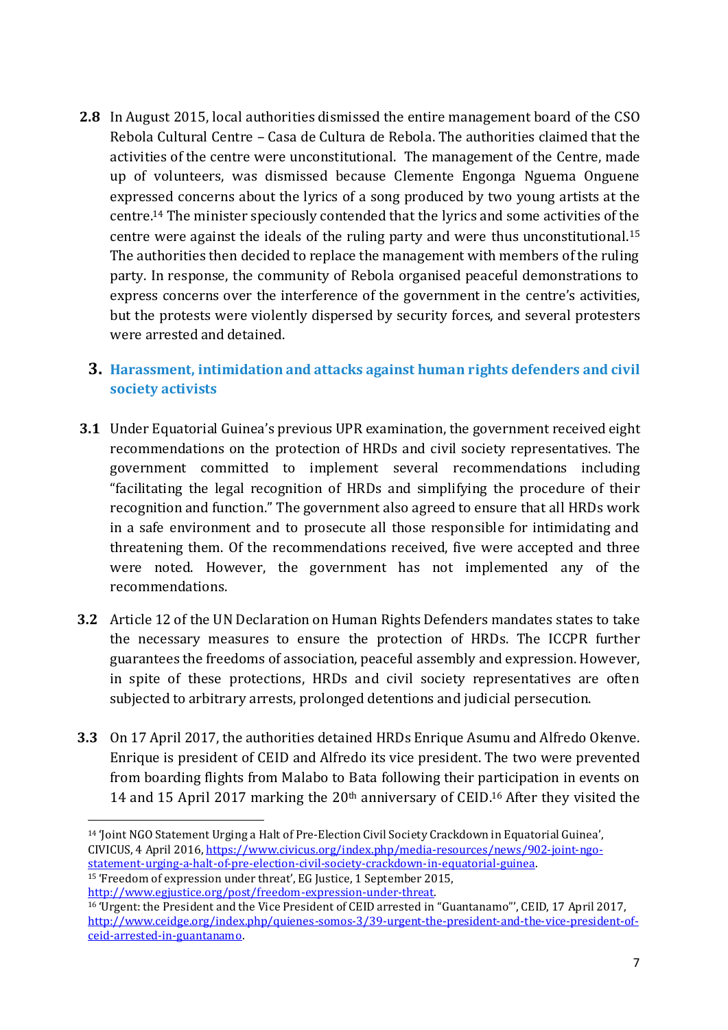**2.8** In August 2015, local authorities dismissed the entire management board of the CSO Rebola Cultural Centre – Casa de Cultura de Rebola. The authorities claimed that the activities of the centre were unconstitutional. The management of the Centre, made up of volunteers, was dismissed because Clemente Engonga Nguema Onguene expressed concerns about the lyrics of a song produced by two young artists at the centre.[14] The minister speciously contended that the lyrics and some activities of the centre were against the ideals of the ruling party and were thus unconstitutional.[15] The authorities then decided to replace the management with members of the ruling party. In response, the community of Rebola organised peaceful demonstrations to express concerns over the interference of the government in the centre's activities, but the protests were violently dispersed by security forces, and several protesters were arrested and detained.

## 3. Harassment, intimidation and attacks against human rights defenders and civil society activists

**3.1** Under Equatorial Guinea's previous UPR examination, the government received eight recommendations on the protection of HRDs and civil society representatives. The government committed to implement several recommendations including "facilitating the legal recognition of HRDs and simplifying the procedure of their recognition and function." The government also agreed to ensure that all HRDs work in a safe environment and to prosecute all those responsible for intimidating and threatening them. Of the recommendations received, five were accepted and three were noted. However, the government has not implemented any of the recommendations.

**3.2** Article 12 of the UN Declaration on Human Rights Defenders mandates states to take the necessary measures to ensure the protection of HRDs. The ICCPR further guarantees the freedoms of association, peaceful assembly and expression. However, in spite of these protections, HRDs and civil society representatives are often subjected to arbitrary arrests, prolonged detentions and judicial persecution.

**3.3** On 17 April 2017, the authorities detained HRDs Enrique Asumu and Alfredo Okenve. Enrique is president of CEID and Alfredo its vice president. The two were prevented from boarding flights from Malabo to Bata following their participation in events on 14 and 15 April 2017 marking the 20th anniversary of CEID.[16] After they visited the

---

[14] 'Joint NGO Statement Urging a Halt of Pre-Election Civil Society Crackdown in Equatorial Guinea', CIVICUS, 4 April 2016, https://www.civicus.org/index.php/media-resources/news/902-joint-ngo-statement-urging-a-halt-of-pre-election-civil-society-crackdown-in-equatorial-guinea.

[15] 'Freedom of expression under threat', EG Justice, 1 September 2015, http://www.egjustice.org/post/freedom-expression-under-threat.

[16] 'Urgent: the President and the Vice President of CEID arrested in "Guantanamo"', CEID, 17 April 2017, http://www.ceidge.org/index.php/quienes-somos-3/39-urgent-the-president-and-the-vice-president-of-ceid-arrested-in-guantanamo.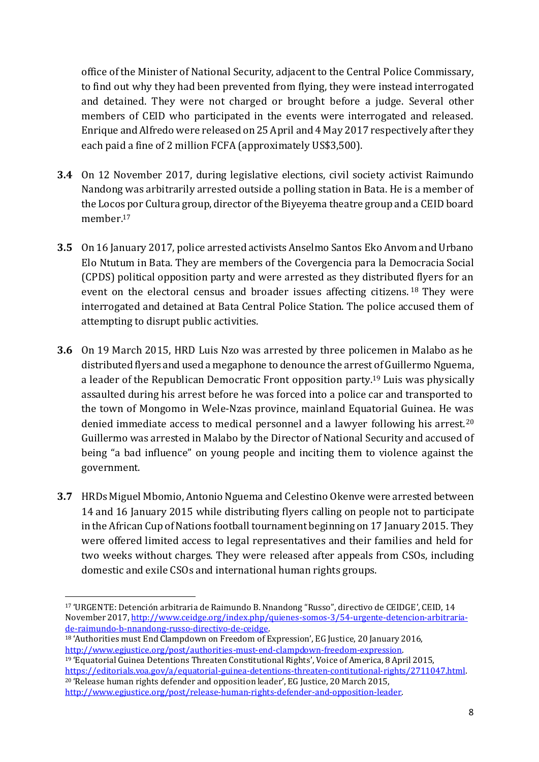office of the Minister of National Security, adjacent to the Central Police Commissary, to find out why they had been prevented from flying, they were instead interrogated and detained. They were not charged or brought before a judge. Several other members of CEID who participated in the events were interrogated and released. Enrique and Alfredo were released on 25 April and 4 May 2017 respectively after they each paid a fine of 2 million FCFA (approximately US$3,500).

**3.4** On 12 November 2017, during legislative elections, civil society activist Raimundo Nandong was arbitrarily arrested outside a polling station in Bata. He is a member of the Locos por Cultura group, director of the Biyeyema theatre group and a CEID board member.[17]

**3.5** On 16 January 2017, police arrested activists Anselmo Santos Eko Anvom and Urbano Elo Ntutum in Bata. They are members of the Covergencia para la Democracia Social (CPDS) political opposition party and were arrested as they distributed flyers for an event on the electoral census and broader issues affecting citizens.[18] They were interrogated and detained at Bata Central Police Station. The police accused them of attempting to disrupt public activities.

**3.6** On 19 March 2015, HRD Luis Nzo was arrested by three policemen in Malabo as he distributed flyers and used a megaphone to denounce the arrest of Guillermo Nguema, a leader of the Republican Democratic Front opposition party.[19] Luis was physically assaulted during his arrest before he was forced into a police car and transported to the town of Mongomo in Wele-Nzas province, mainland Equatorial Guinea. He was denied immediate access to medical personnel and a lawyer following his arrest.[20] Guillermo was arrested in Malabo by the Director of National Security and accused of being "a bad influence" on young people and inciting them to violence against the government.

**3.7** HRDs Miguel Mbomio, Antonio Nguema and Celestino Okenve were arrested between 14 and 16 January 2015 while distributing flyers calling on people not to participate in the African Cup of Nations football tournament beginning on 17 January 2015. They were offered limited access to legal representatives and their families and held for two weeks without charges. They were released after appeals from CSOs, including domestic and exile CSOs and international human rights groups.

---

[17] 'URGENTE: Detención arbitraria de Raimundo B. Nnandong "Russo", directivo de CEIDGE', CEID, 14 November 2017, http://www.ceidge.org/index.php/quienes-somos-3/54-urgente-detencion-arbitraria-de-raimundo-b-nnandong-russo-directivo-de-ceidge.

[18] 'Authorities must End Clampdown on Freedom of Expression', EG Justice, 20 January 2016, http://www.egjustice.org/post/authorities-must-end-clampdown-freedom-expression.

[19] 'Equatorial Guinea Detentions Threaten Constitutional Rights', Voice of America, 8 April 2015, https://editorials.voa.gov/a/equatorial-guinea-detentions-threaten-contitutional-rights/2711047.html.

[20] 'Release human rights defender and opposition leader', EG Justice, 20 March 2015, http://www.egjustice.org/post/release-human-rights-defender-and-opposition-leader.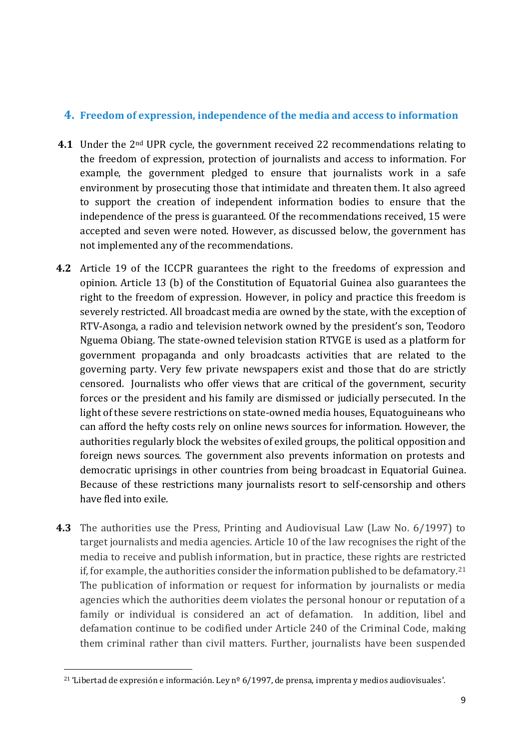## 4. Freedom of expression, independence of the media and access to information

**4.1** Under the 2nd UPR cycle, the government received 22 recommendations relating to the freedom of expression, protection of journalists and access to information. For example, the government pledged to ensure that journalists work in a safe environment by prosecuting those that intimidate and threaten them. It also agreed to support the creation of independent information bodies to ensure that the independence of the press is guaranteed. Of the recommendations received, 15 were accepted and seven were noted. However, as discussed below, the government has not implemented any of the recommendations.

**4.2** Article 19 of the ICCPR guarantees the right to the freedoms of expression and opinion. Article 13 (b) of the Constitution of Equatorial Guinea also guarantees the right to the freedom of expression. However, in policy and practice this freedom is severely restricted. All broadcast media are owned by the state, with the exception of RTV-Asonga, a radio and television network owned by the president's son, Teodoro Nguema Obiang. The state-owned television station RTVGE is used as a platform for government propaganda and only broadcasts activities that are related to the governing party. Very few private newspapers exist and those that do are strictly censored. Journalists who offer views that are critical of the government, security forces or the president and his family are dismissed or judicially persecuted. In the light of these severe restrictions on state-owned media houses, Equatoguineans who can afford the hefty costs rely on online news sources for information. However, the authorities regularly block the websites of exiled groups, the political opposition and foreign news sources. The government also prevents information on protests and democratic uprisings in other countries from being broadcast in Equatorial Guinea. Because of these restrictions many journalists resort to self-censorship and others have fled into exile.

**4.3** The authorities use the Press, Printing and Audiovisual Law (Law No. 6/1997) to target journalists and media agencies. Article 10 of the law recognises the right of the media to receive and publish information, but in practice, these rights are restricted if, for example, the authorities consider the information published to be defamatory.[21] The publication of information or request for information by journalists or media agencies which the authorities deem violates the personal honour or reputation of a family or individual is considered an act of defamation. In addition, libel and defamation continue to be codified under Article 240 of the Criminal Code, making them criminal rather than civil matters. Further, journalists have been suspended

[21] 'Libertad de expresión e información. Ley nº 6/1997, de prensa, imprenta y medios audiovisuales'.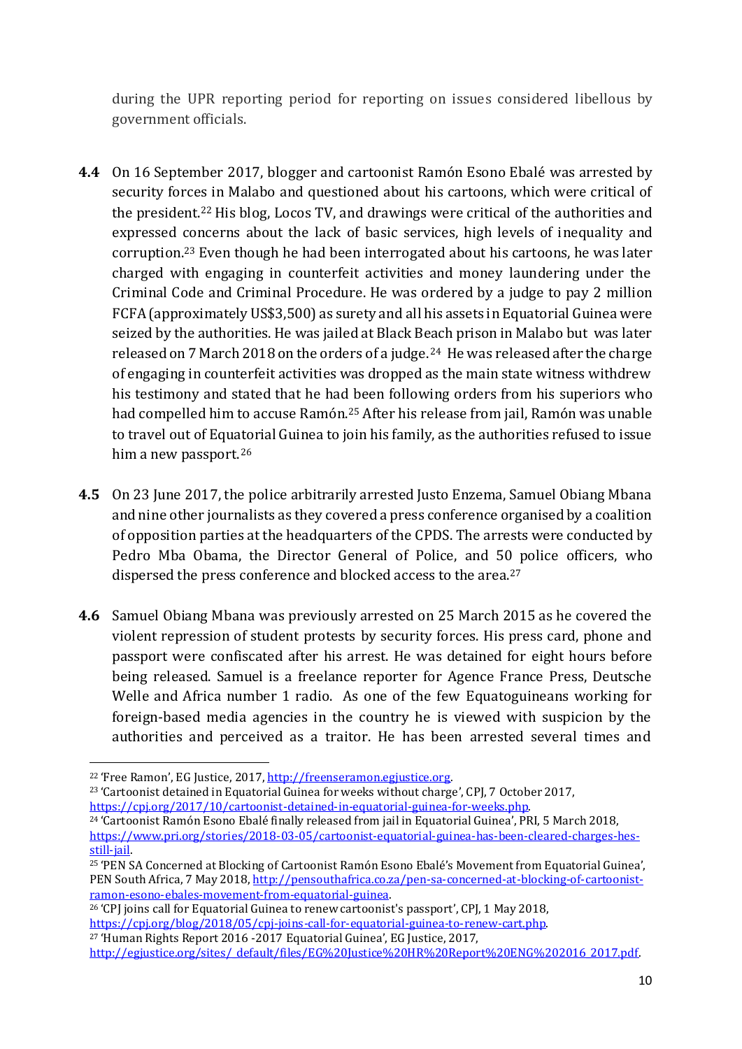during the UPR reporting period for reporting on issues considered libellous by government officials.

**4.4** On 16 September 2017, blogger and cartoonist Ramón Esono Ebalé was arrested by security forces in Malabo and questioned about his cartoons, which were critical of the president.[22] His blog, Locos TV, and drawings were critical of the authorities and expressed concerns about the lack of basic services, high levels of inequality and corruption.[23] Even though he had been interrogated about his cartoons, he was later charged with engaging in counterfeit activities and money laundering under the Criminal Code and Criminal Procedure. He was ordered by a judge to pay 2 million FCFA (approximately US$3,500) as surety and all his assets in Equatorial Guinea were seized by the authorities. He was jailed at Black Beach prison in Malabo but was later released on 7 March 2018 on the orders of a judge.[24] He was released after the charge of engaging in counterfeit activities was dropped as the main state witness withdrew his testimony and stated that he had been following orders from his superiors who had compelled him to accuse Ramón.[25] After his release from jail, Ramón was unable to travel out of Equatorial Guinea to join his family, as the authorities refused to issue him a new passport.[26]

**4.5** On 23 June 2017, the police arbitrarily arrested Justo Enzema, Samuel Obiang Mbana and nine other journalists as they covered a press conference organised by a coalition of opposition parties at the headquarters of the CPDS. The arrests were conducted by Pedro Mba Obama, the Director General of Police, and 50 police officers, who dispersed the press conference and blocked access to the area.[27]

**4.6** Samuel Obiang Mbana was previously arrested on 25 March 2015 as he covered the violent repression of student protests by security forces. His press card, phone and passport were confiscated after his arrest. He was detained for eight hours before being released. Samuel is a freelance reporter for Agence France Press, Deutsche Welle and Africa number 1 radio. As one of the few Equatoguineans working for foreign-based media agencies in the country he is viewed with suspicion by the authorities and perceived as a traitor. He has been arrested several times and

---

[22] 'Free Ramon', EG Justice, 2017, http://freenseramon.egjustice.org.

[23] 'Cartoonist detained in Equatorial Guinea for weeks without charge', CPJ, 7 October 2017, https://cpj.org/2017/10/cartoonist-detained-in-equatorial-guinea-for-weeks.php.

[24] 'Cartoonist Ramón Esono Ebalé finally released from jail in Equatorial Guinea', PRI, 5 March 2018, https://www.pri.org/stories/2018-03-05/cartoonist-equatorial-guinea-has-been-cleared-charges-hes-still-jail.

[25] 'PEN SA Concerned at Blocking of Cartoonist Ramón Esono Ebalé's Movement from Equatorial Guinea', PEN South Africa, 7 May 2018, http://pensouthafrica.co.za/pen-sa-concerned-at-blocking-of-cartoonist-ramon-esono-ebales-movement-from-equatorial-guinea.

[26] 'CPJ joins call for Equatorial Guinea to renew cartoonist's passport', CPJ, 1 May 2018, https://cpj.org/blog/2018/05/cpj-joins-call-for-equatorial-guinea-to-renew-cart.php.

[27] 'Human Rights Report 2016 -2017 Equatorial Guinea', EG Justice, 2017, http://egjustice.org/sites/_default/files/EG%20Justice%20HR%20Report%20ENG%202016_2017.pdf.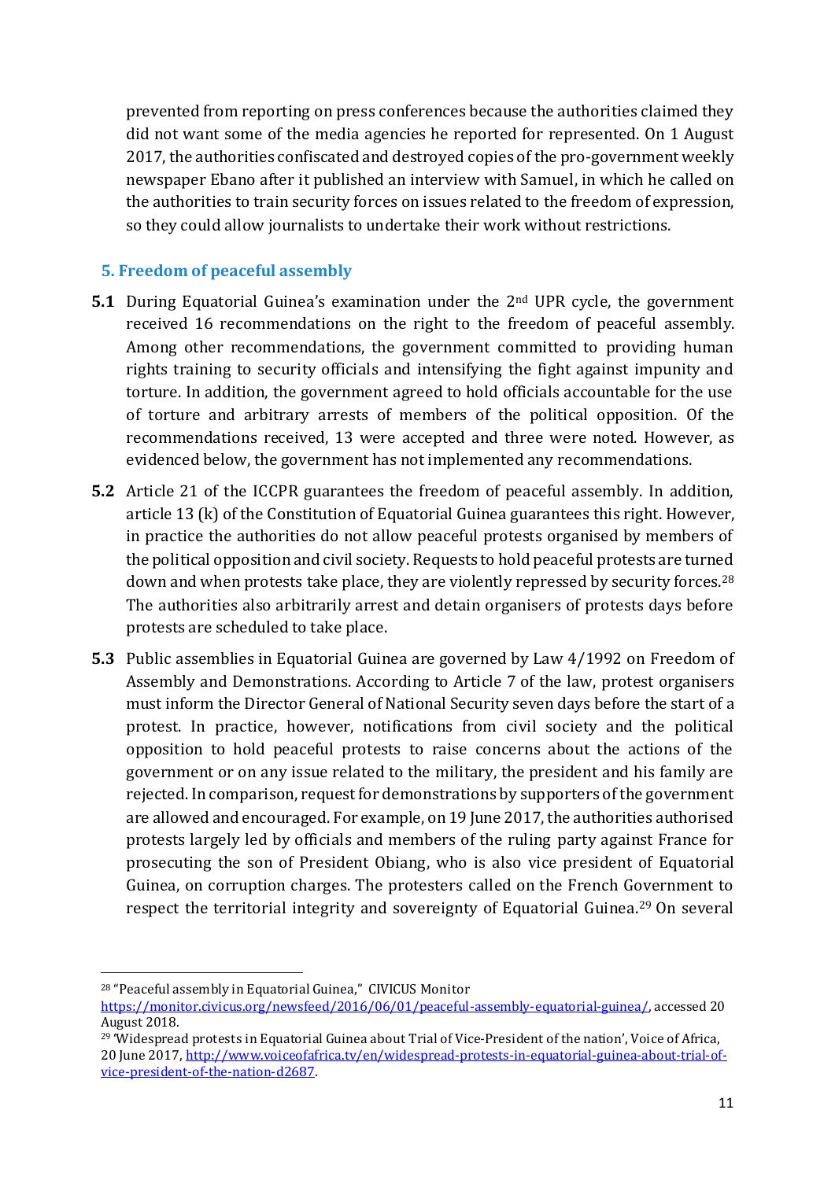prevented from reporting on press conferences because the authorities claimed they did not want some of the media agencies he reported for represented. On 1 August 2017, the authorities confiscated and destroyed copies of the pro-government weekly newspaper Ebano after it published an interview with Samuel, in which he called on the authorities to train security forces on issues related to the freedom of expression, so they could allow journalists to undertake their work without restrictions.

## 5. Freedom of peaceful assembly

**5.1** During Equatorial Guinea's examination under the 2nd UPR cycle, the government received 16 recommendations on the right to the freedom of peaceful assembly. Among other recommendations, the government committed to providing human rights training to security officials and intensifying the fight against impunity and torture. In addition, the government agreed to hold officials accountable for the use of torture and arbitrary arrests of members of the political opposition. Of the recommendations received, 13 were accepted and three were noted. However, as evidenced below, the government has not implemented any recommendations.

**5.2** Article 21 of the ICCPR guarantees the freedom of peaceful assembly. In addition, article 13 (k) of the Constitution of Equatorial Guinea guarantees this right. However, in practice the authorities do not allow peaceful protests organised by members of the political opposition and civil society. Requests to hold peaceful protests are turned down and when protests take place, they are violently repressed by security forces.[28] The authorities also arbitrarily arrest and detain organisers of protests days before protests are scheduled to take place.

**5.3** Public assemblies in Equatorial Guinea are governed by Law 4/1992 on Freedom of Assembly and Demonstrations. According to Article 7 of the law, protest organisers must inform the Director General of National Security seven days before the start of a protest. In practice, however, notifications from civil society and the political opposition to hold peaceful protests to raise concerns about the actions of the government or on any issue related to the military, the president and his family are rejected. In comparison, request for demonstrations by supporters of the government are allowed and encouraged. For example, on 19 June 2017, the authorities authorised protests largely led by officials and members of the ruling party against France for prosecuting the son of President Obiang, who is also vice president of Equatorial Guinea, on corruption charges. The protesters called on the French Government to respect the territorial integrity and sovereignty of Equatorial Guinea.[29] On several

---

[28] "Peaceful assembly in Equatorial Guinea," CIVICUS Monitor https://monitor.civicus.org/newsfeed/2016/06/01/peaceful-assembly-equatorial-guinea/, accessed 20 August 2018.

[29] 'Widespread protests in Equatorial Guinea about Trial of Vice-President of the nation', Voice of Africa, 20 June 2017, http://www.voiceofafrica.tv/en/widespread-protests-in-equatorial-guinea-about-trial-of-vice-president-of-the-nation-d2687.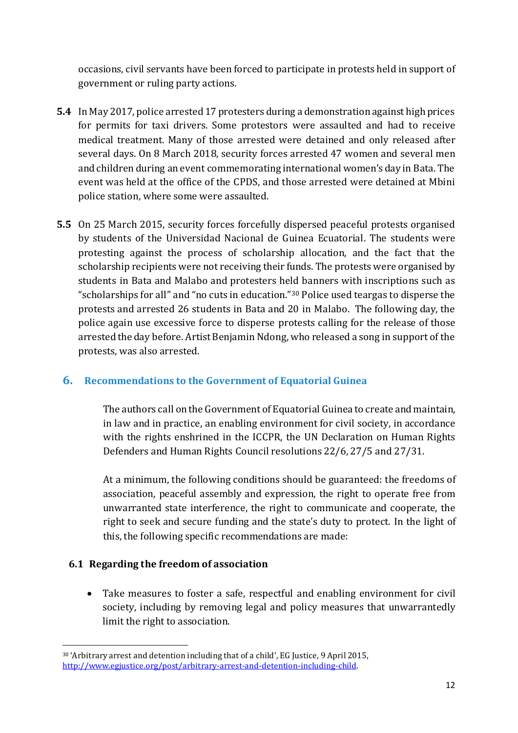occasions, civil servants have been forced to participate in protests held in support of government or ruling party actions.

**5.4** In May 2017, police arrested 17 protesters during a demonstration against high prices for permits for taxi drivers. Some protestors were assaulted and had to receive medical treatment. Many of those arrested were detained and only released after several days. On 8 March 2018, security forces arrested 47 women and several men and children during an event commemorating international women's day in Bata. The event was held at the office of the CPDS, and those arrested were detained at Mbini police station, where some were assaulted.

**5.5** On 25 March 2015, security forces forcefully dispersed peaceful protests organised by students of the Universidad Nacional de Guinea Ecuatorial. The students were protesting against the process of scholarship allocation, and the fact that the scholarship recipients were not receiving their funds. The protests were organised by students in Bata and Malabo and protesters held banners with inscriptions such as "scholarships for all" and "no cuts in education."[30] Police used teargas to disperse the protests and arrested 26 students in Bata and 20 in Malabo. The following day, the police again use excessive force to disperse protests calling for the release of those arrested the day before. Artist Benjamin Ndong, who released a song in support of the protests, was also arrested.

## 6. Recommendations to the Government of Equatorial Guinea

The authors call on the Government of Equatorial Guinea to create and maintain, in law and in practice, an enabling environment for civil society, in accordance with the rights enshrined in the ICCPR, the UN Declaration on Human Rights Defenders and Human Rights Council resolutions 22/6, 27/5 and 27/31.

At a minimum, the following conditions should be guaranteed: the freedoms of association, peaceful assembly and expression, the right to operate free from unwarranted state interference, the right to communicate and cooperate, the right to seek and secure funding and the state's duty to protect. In the light of this, the following specific recommendations are made:

### 6.1 Regarding the freedom of association

- Take measures to foster a safe, respectful and enabling environment for civil society, including by removing legal and policy measures that unwarrantedly limit the right to association.

---

[30] 'Arbitrary arrest and detention including that of a child', EG Justice, 9 April 2015, http://www.egjustice.org/post/arbitrary-arrest-and-detention-including-child.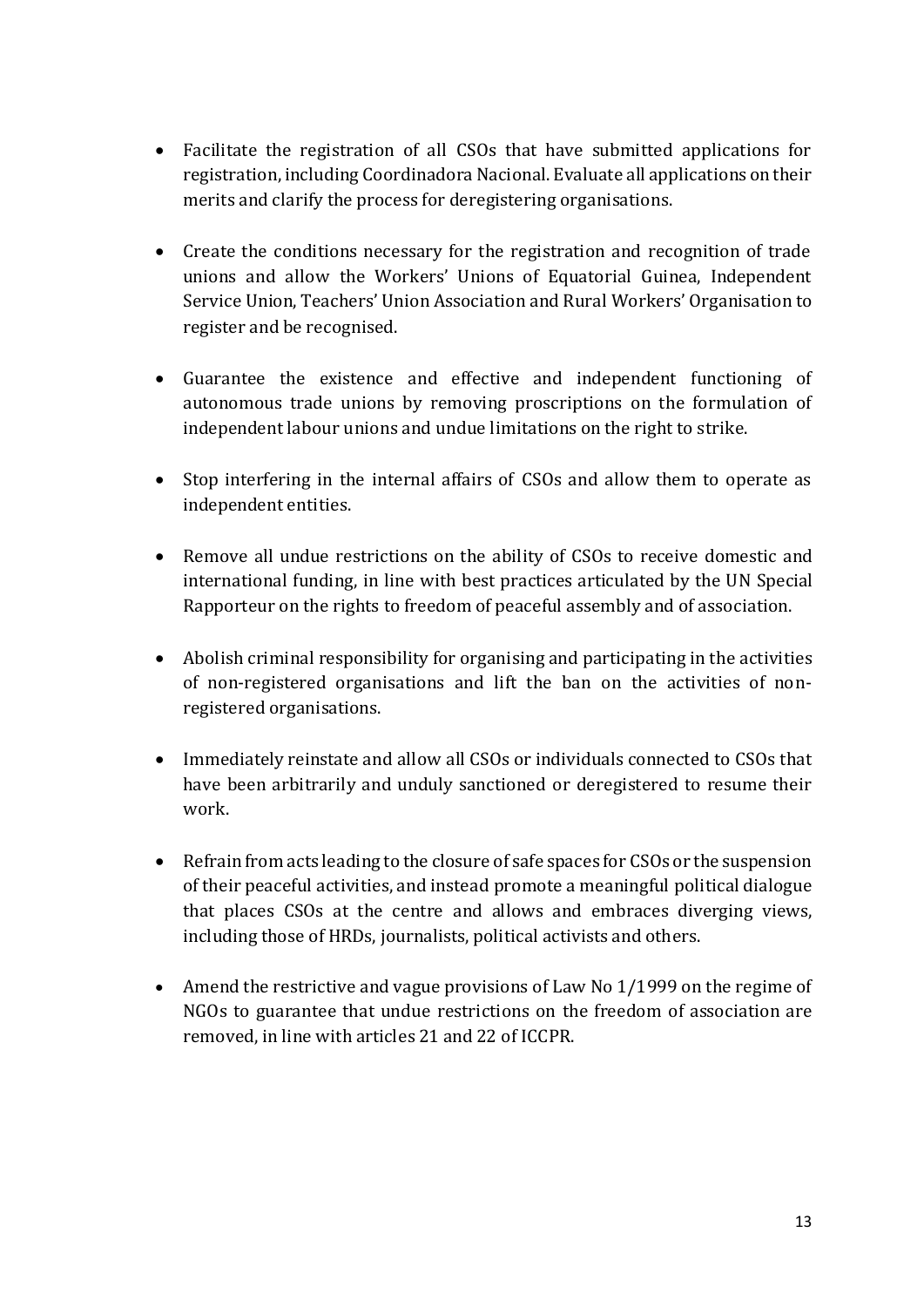- Facilitate the registration of all CSOs that have submitted applications for registration, including Coordinadora Nacional. Evaluate all applications on their merits and clarify the process for deregistering organisations.
- Create the conditions necessary for the registration and recognition of trade unions and allow the Workers' Unions of Equatorial Guinea, Independent Service Union, Teachers' Union Association and Rural Workers' Organisation to register and be recognised.
- Guarantee the existence and effective and independent functioning of autonomous trade unions by removing proscriptions on the formulation of independent labour unions and undue limitations on the right to strike.
- Stop interfering in the internal affairs of CSOs and allow them to operate as independent entities.
- Remove all undue restrictions on the ability of CSOs to receive domestic and international funding, in line with best practices articulated by the UN Special Rapporteur on the rights to freedom of peaceful assembly and of association.
- Abolish criminal responsibility for organising and participating in the activities of non-registered organisations and lift the ban on the activities of non-registered organisations.
- Immediately reinstate and allow all CSOs or individuals connected to CSOs that have been arbitrarily and unduly sanctioned or deregistered to resume their work.
- Refrain from acts leading to the closure of safe spaces for CSOs or the suspension of their peaceful activities, and instead promote a meaningful political dialogue that places CSOs at the centre and allows and embraces diverging views, including those of HRDs, journalists, political activists and others.
- Amend the restrictive and vague provisions of Law No 1/1999 on the regime of NGOs to guarantee that undue restrictions on the freedom of association are removed, in line with articles 21 and 22 of ICCPR.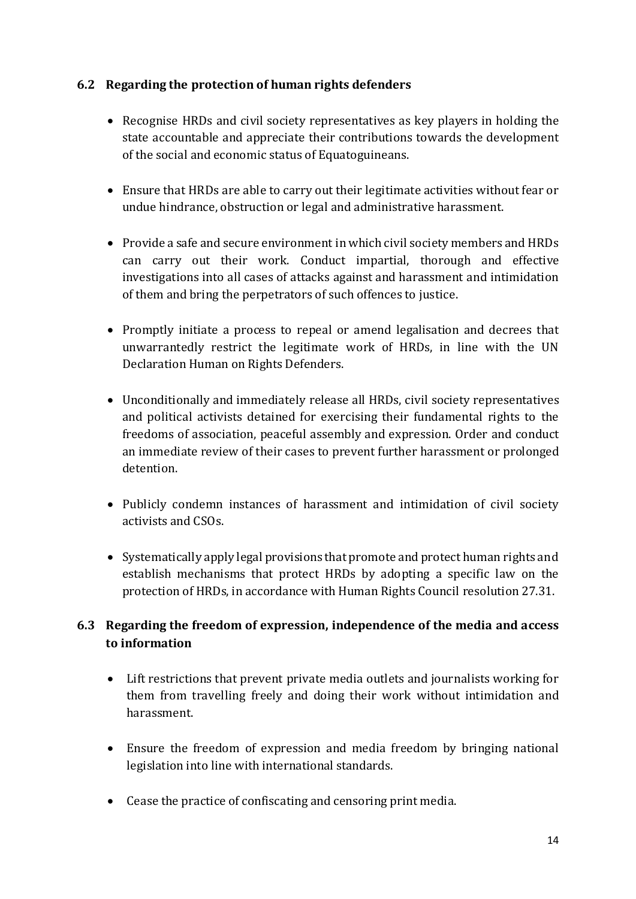### 6.2 Regarding the protection of human rights defenders

- Recognise HRDs and civil society representatives as key players in holding the state accountable and appreciate their contributions towards the development of the social and economic status of Equatoguineans.

- Ensure that HRDs are able to carry out their legitimate activities without fear or undue hindrance, obstruction or legal and administrative harassment.

- Provide a safe and secure environment in which civil society members and HRDs can carry out their work. Conduct impartial, thorough and effective investigations into all cases of attacks against and harassment and intimidation of them and bring the perpetrators of such offences to justice.

- Promptly initiate a process to repeal or amend legalisation and decrees that unwarrantedly restrict the legitimate work of HRDs, in line with the UN Declaration Human on Rights Defenders.

- Unconditionally and immediately release all HRDs, civil society representatives and political activists detained for exercising their fundamental rights to the freedoms of association, peaceful assembly and expression. Order and conduct an immediate review of their cases to prevent further harassment or prolonged detention.

- Publicly condemn instances of harassment and intimidation of civil society activists and CSOs.

- Systematically apply legal provisions that promote and protect human rights and establish mechanisms that protect HRDs by adopting a specific law on the protection of HRDs, in accordance with Human Rights Council resolution 27.31.

### 6.3 Regarding the freedom of expression, independence of the media and access to information

- Lift restrictions that prevent private media outlets and journalists working for them from travelling freely and doing their work without intimidation and harassment.

- Ensure the freedom of expression and media freedom by bringing national legislation into line with international standards.

- Cease the practice of confiscating and censoring print media.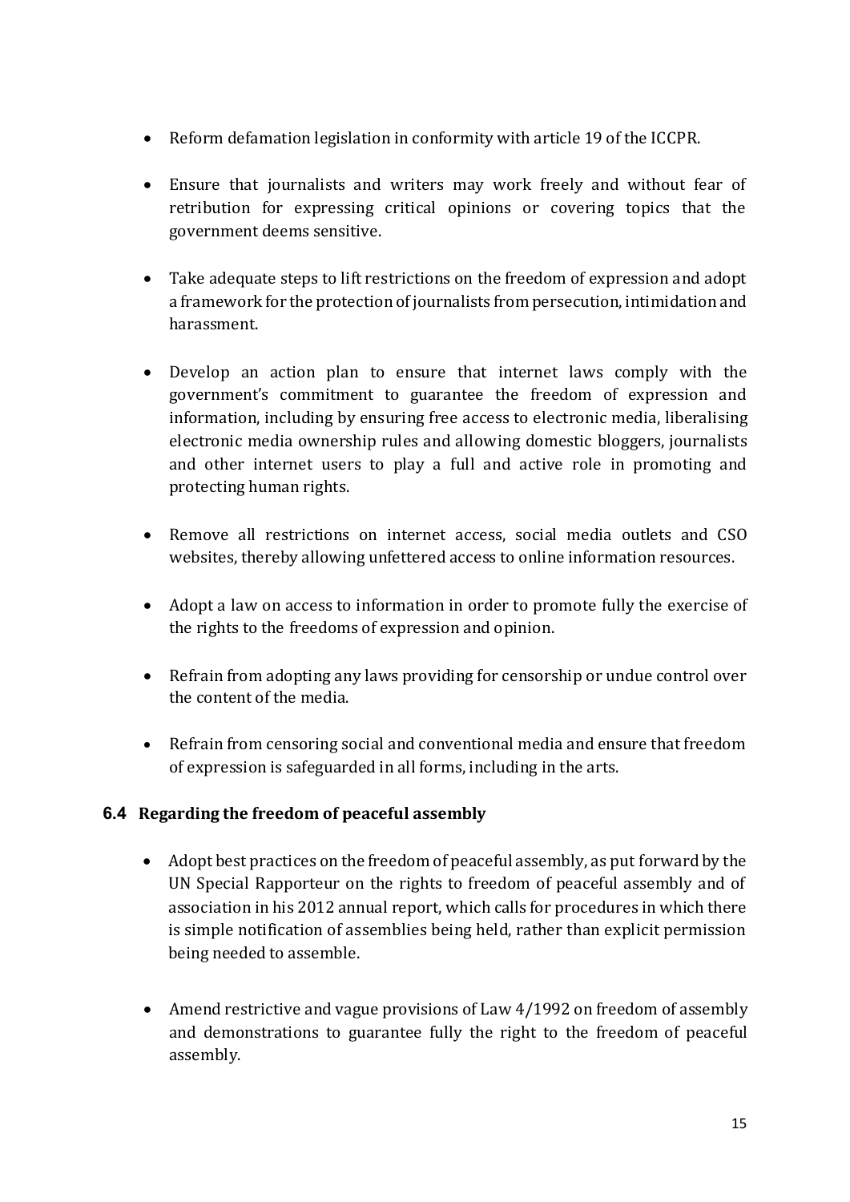- Reform defamation legislation in conformity with article 19 of the ICCPR.

- Ensure that journalists and writers may work freely and without fear of retribution for expressing critical opinions or covering topics that the government deems sensitive.

- Take adequate steps to lift restrictions on the freedom of expression and adopt a framework for the protection of journalists from persecution, intimidation and harassment.

- Develop an action plan to ensure that internet laws comply with the government's commitment to guarantee the freedom of expression and information, including by ensuring free access to electronic media, liberalising electronic media ownership rules and allowing domestic bloggers, journalists and other internet users to play a full and active role in promoting and protecting human rights.

- Remove all restrictions on internet access, social media outlets and CSO websites, thereby allowing unfettered access to online information resources.

- Adopt a law on access to information in order to promote fully the exercise of the rights to the freedoms of expression and opinion.

- Refrain from adopting any laws providing for censorship or undue control over the content of the media.

- Refrain from censoring social and conventional media and ensure that freedom of expression is safeguarded in all forms, including in the arts.

### 6.4 Regarding the freedom of peaceful assembly

- Adopt best practices on the freedom of peaceful assembly, as put forward by the UN Special Rapporteur on the rights to freedom of peaceful assembly and of association in his 2012 annual report, which calls for procedures in which there is simple notification of assemblies being held, rather than explicit permission being needed to assemble.

- Amend restrictive and vague provisions of Law 4/1992 on freedom of assembly and demonstrations to guarantee fully the right to the freedom of peaceful assembly.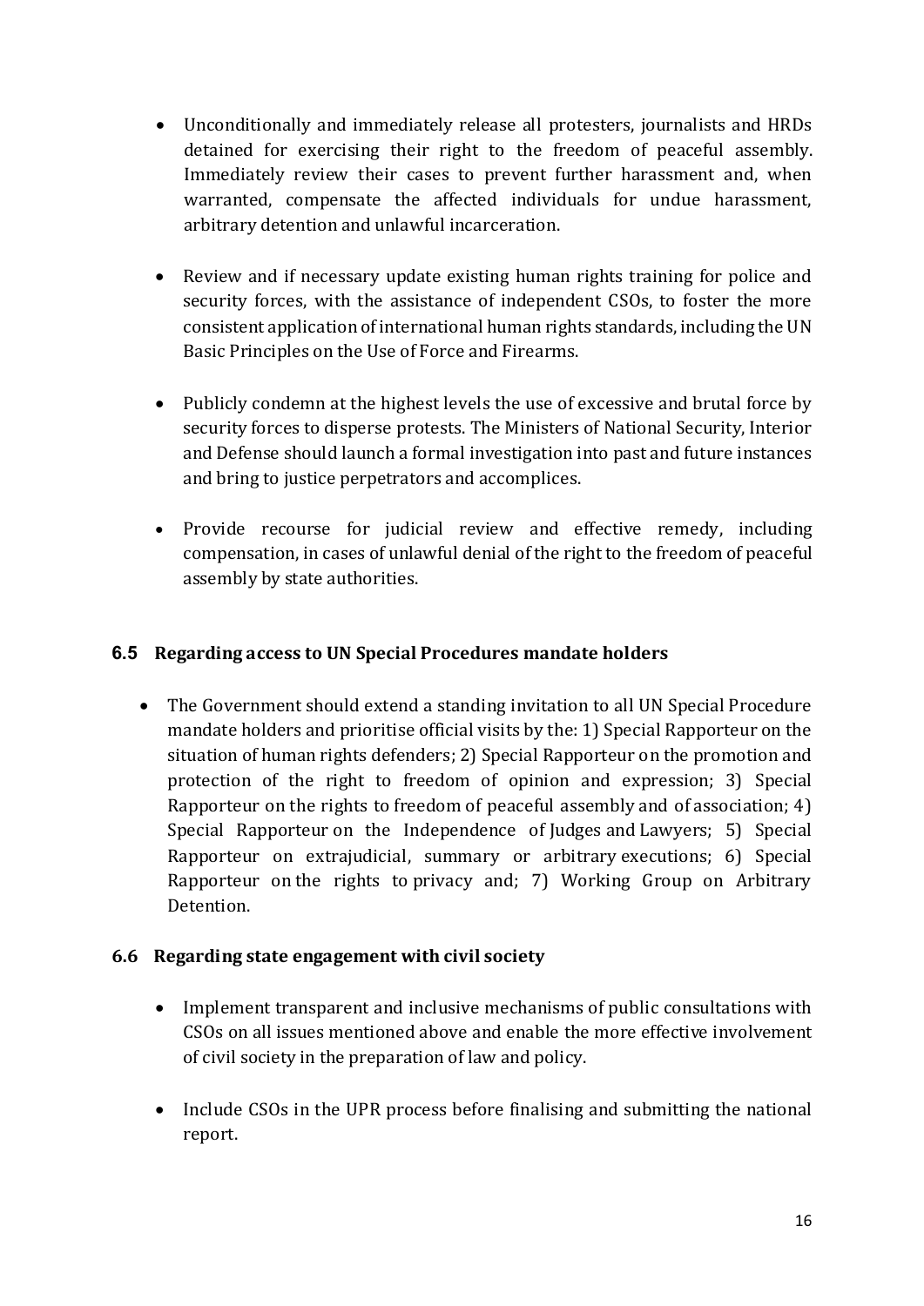- Unconditionally and immediately release all protesters, journalists and HRDs detained for exercising their right to the freedom of peaceful assembly. Immediately review their cases to prevent further harassment and, when warranted, compensate the affected individuals for undue harassment, arbitrary detention and unlawful incarceration.

- Review and if necessary update existing human rights training for police and security forces, with the assistance of independent CSOs, to foster the more consistent application of international human rights standards, including the UN Basic Principles on the Use of Force and Firearms.

- Publicly condemn at the highest levels the use of excessive and brutal force by security forces to disperse protests. The Ministers of National Security, Interior and Defense should launch a formal investigation into past and future instances and bring to justice perpetrators and accomplices.

- Provide recourse for judicial review and effective remedy, including compensation, in cases of unlawful denial of the right to the freedom of peaceful assembly by state authorities.

### 6.5 Regarding access to UN Special Procedures mandate holders

- The Government should extend a standing invitation to all UN Special Procedure mandate holders and prioritise official visits by the: 1) Special Rapporteur on the situation of human rights defenders; 2) Special Rapporteur on the promotion and protection of the right to freedom of opinion and expression; 3) Special Rapporteur on the rights to freedom of peaceful assembly and of association; 4) Special Rapporteur on the Independence of Judges and Lawyers; 5) Special Rapporteur on extrajudicial, summary or arbitrary executions; 6) Special Rapporteur on the rights to privacy and; 7) Working Group on Arbitrary Detention.

### 6.6 Regarding state engagement with civil society

- Implement transparent and inclusive mechanisms of public consultations with CSOs on all issues mentioned above and enable the more effective involvement of civil society in the preparation of law and policy.

- Include CSOs in the UPR process before finalising and submitting the national report.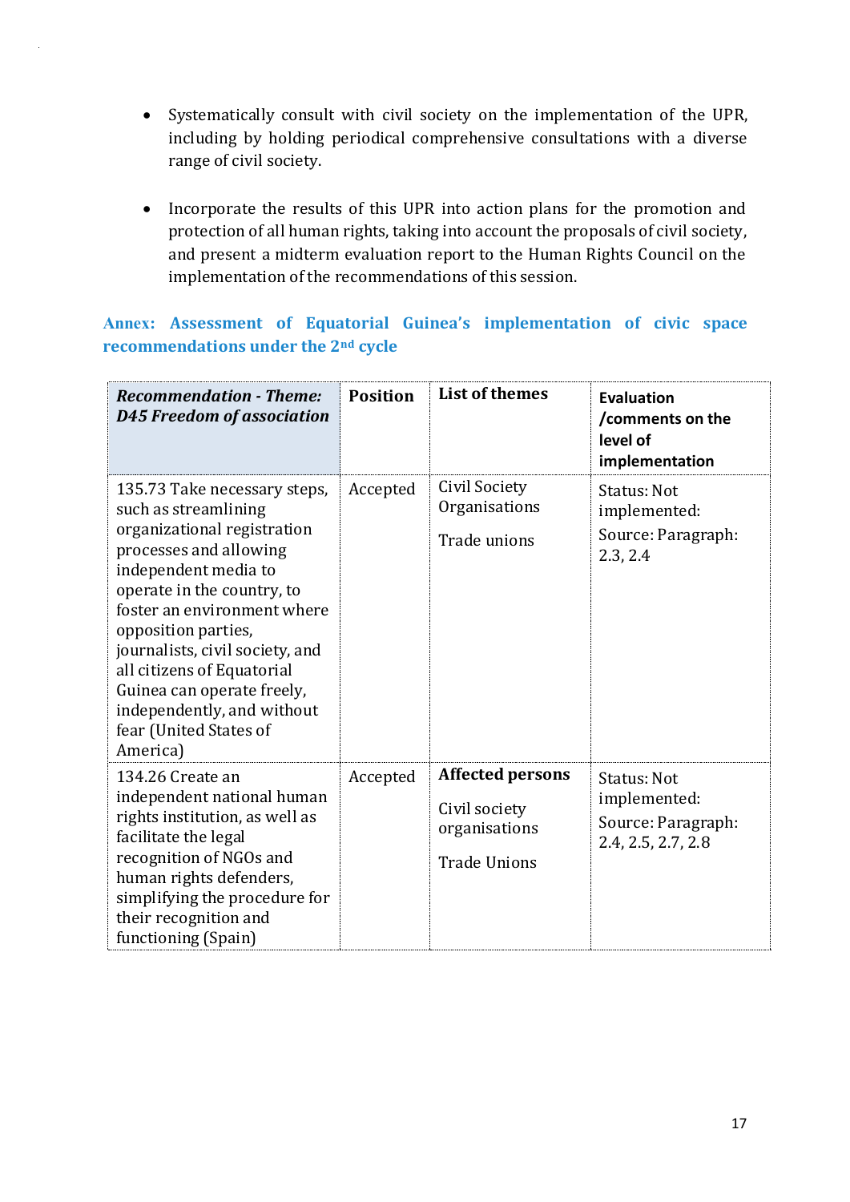- Systematically consult with civil society on the implementation of the UPR, including by holding periodical comprehensive consultations with a diverse range of civil society.

- Incorporate the results of this UPR into action plans for the promotion and protection of all human rights, taking into account the proposals of civil society, and present a midterm evaluation report to the Human Rights Council on the implementation of the recommendations of this session.

## Annex: Assessment of Equatorial Guinea's implementation of civic space recommendations under the 2nd cycle

| ***Recommendation - Theme: D45 Freedom of association*** | **Position** | **List of themes** | **Evaluation /comments on the level of implementation** |
|---|---|---|---|
| 135.73 Take necessary steps, such as streamlining organizational registration processes and allowing independent media to operate in the country, to foster an environment where opposition parties, journalists, civil society, and all citizens of Equatorial Guinea can operate freely, independently, and without fear (United States of America) | Accepted | Civil Society Organisations<br><br>Trade unions | Status: Not implemented:<br><br>Source: Paragraph: 2.3, 2.4 |
| 134.26 Create an independent national human rights institution, as well as facilitate the legal recognition of NGOs and human rights defenders, simplifying the procedure for their recognition and functioning (Spain) | Accepted | **Affected persons**<br><br>Civil society organisations<br><br>Trade Unions | Status: Not implemented:<br><br>Source: Paragraph: 2.4, 2.5, 2.7, 2.8 |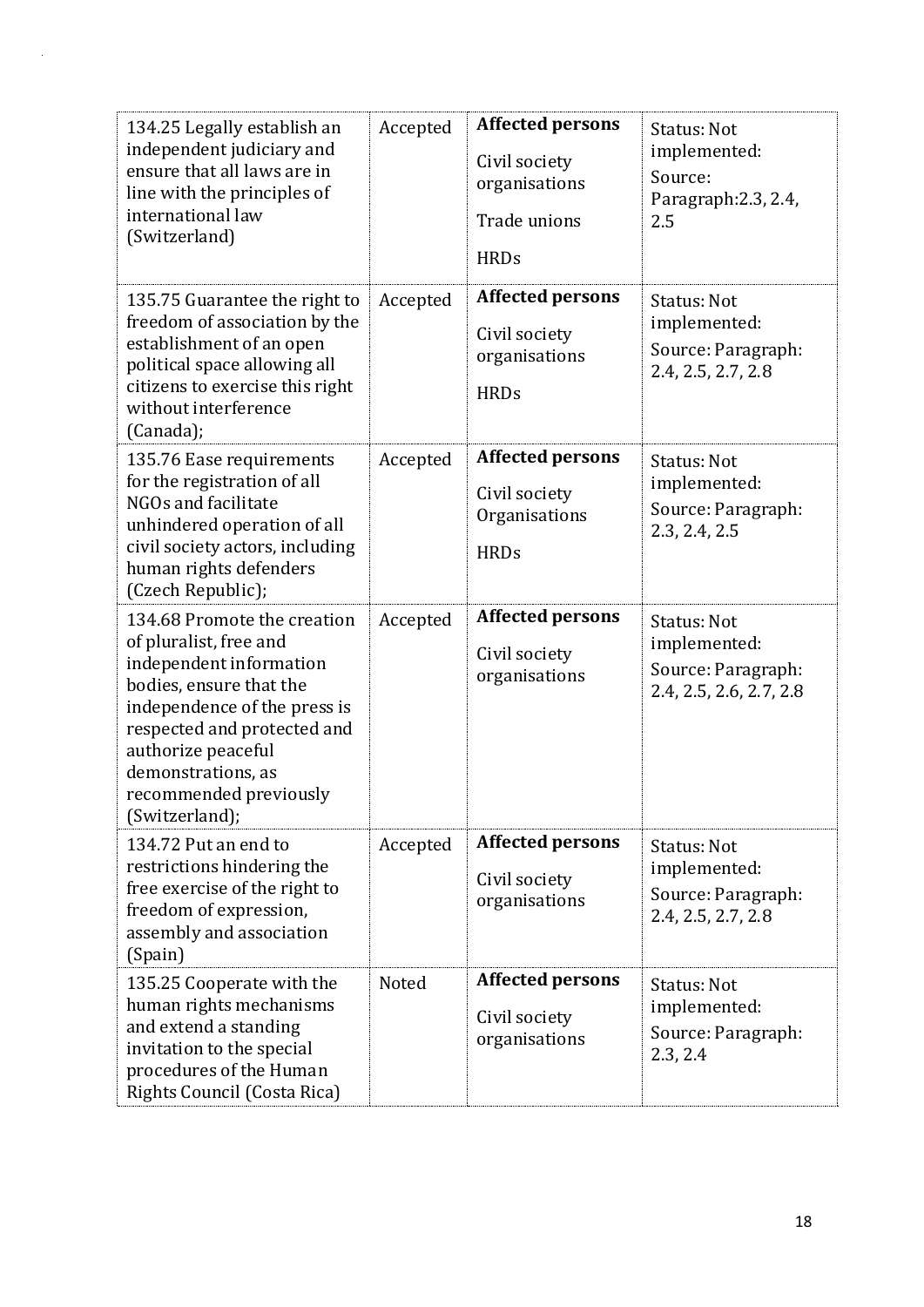| | | | |
|---|---|---|---|
| 134.25 Legally establish an independent judiciary and ensure that all laws are in line with the principles of international law (Switzerland) | Accepted | **Affected persons**<br><br>Civil society organisations<br><br>Trade unions<br><br>HRDs | Status: Not implemented:<br>Source: Paragraph:2.3, 2.4, 2.5 |
| 135.75 Guarantee the right to freedom of association by the establishment of an open political space allowing all citizens to exercise this right without interference (Canada); | Accepted | **Affected persons**<br><br>Civil society organisations<br><br>HRDs | Status: Not implemented:<br>Source: Paragraph: 2.4, 2.5, 2.7, 2.8 |
| 135.76 Ease requirements for the registration of all NGOs and facilitate unhindered operation of all civil society actors, including human rights defenders (Czech Republic); | Accepted | **Affected persons**<br><br>Civil society Organisations<br><br>HRDs | Status: Not implemented:<br>Source: Paragraph: 2.3, 2.4, 2.5 |
| 134.68 Promote the creation of pluralist, free and independent information bodies, ensure that the independence of the press is respected and protected and authorize peaceful demonstrations, as recommended previously (Switzerland); | Accepted | **Affected persons**<br><br>Civil society organisations | Status: Not implemented:<br>Source: Paragraph: 2.4, 2.5, 2.6, 2.7, 2.8 |
| 134.72 Put an end to restrictions hindering the free exercise of the right to freedom of expression, assembly and association (Spain) | Accepted | **Affected persons**<br><br>Civil society organisations | Status: Not implemented:<br>Source: Paragraph: 2.4, 2.5, 2.7, 2.8 |
| 135.25 Cooperate with the human rights mechanisms and extend a standing invitation to the special procedures of the Human Rights Council (Costa Rica) | Noted | **Affected persons**<br><br>Civil society organisations | Status: Not implemented:<br>Source: Paragraph: 2.3, 2.4 |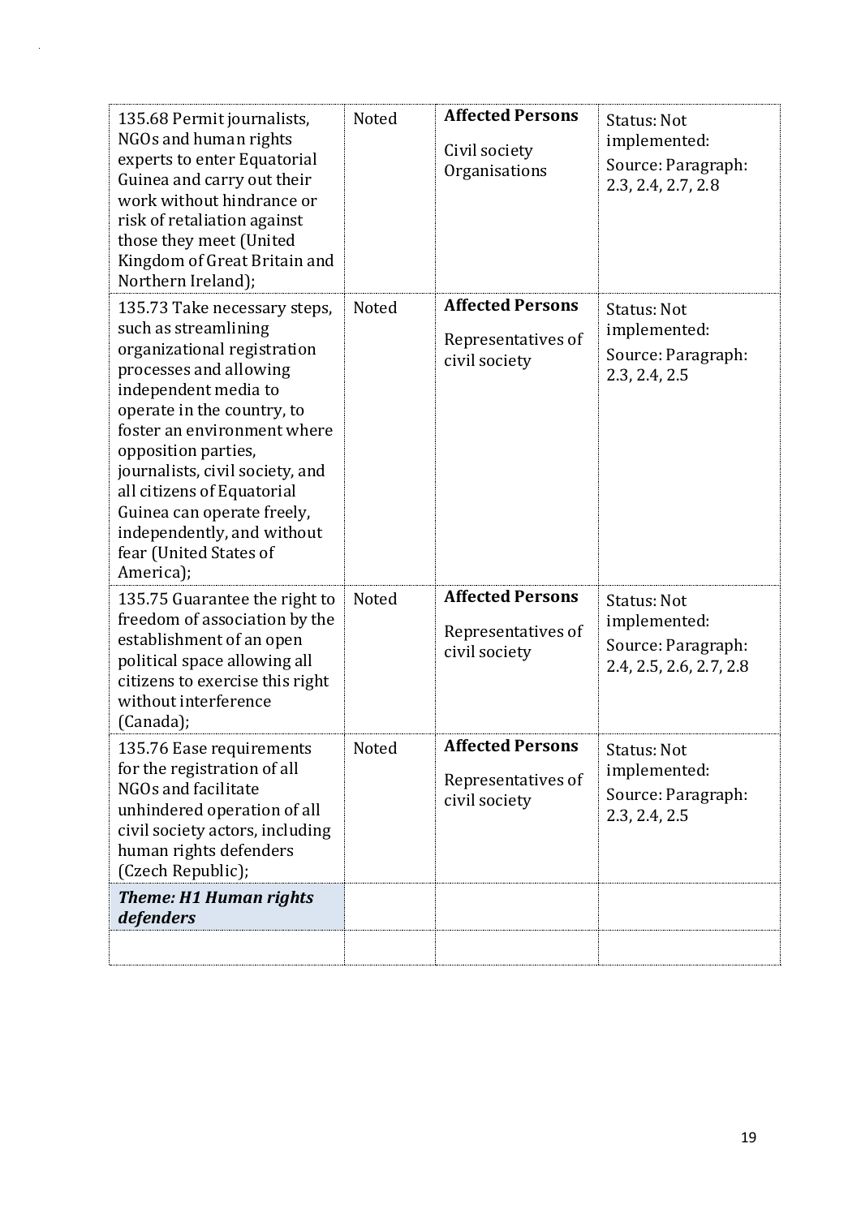| 135.68 Permit journalists, NGOs and human rights experts to enter Equatorial Guinea and carry out their work without hindrance or risk of retaliation against those they meet (United Kingdom of Great Britain and Northern Ireland); | Noted | **Affected Persons**<br>Civil society Organisations | Status: Not implemented:<br>Source: Paragraph: 2.3, 2.4, 2.7, 2.8 |
|---|---|---|---|
| 135.73 Take necessary steps, such as streamlining organizational registration processes and allowing independent media to operate in the country, to foster an environment where opposition parties, journalists, civil society, and all citizens of Equatorial Guinea can operate freely, independently, and without fear (United States of America); | Noted | **Affected Persons**<br>Representatives of civil society | Status: Not implemented:<br>Source: Paragraph: 2.3, 2.4, 2.5 |
| 135.75 Guarantee the right to freedom of association by the establishment of an open political space allowing all citizens to exercise this right without interference (Canada); | Noted | **Affected Persons**<br>Representatives of civil society | Status: Not implemented:<br>Source: Paragraph: 2.4, 2.5, 2.6, 2.7, 2.8 |
| 135.76 Ease requirements for the registration of all NGOs and facilitate unhindered operation of all civil society actors, including human rights defenders (Czech Republic); | Noted | **Affected Persons**<br>Representatives of civil society | Status: Not implemented:<br>Source: Paragraph: 2.3, 2.4, 2.5 |
| ***Theme: H1 Human rights defenders*** | | | |
| | | | |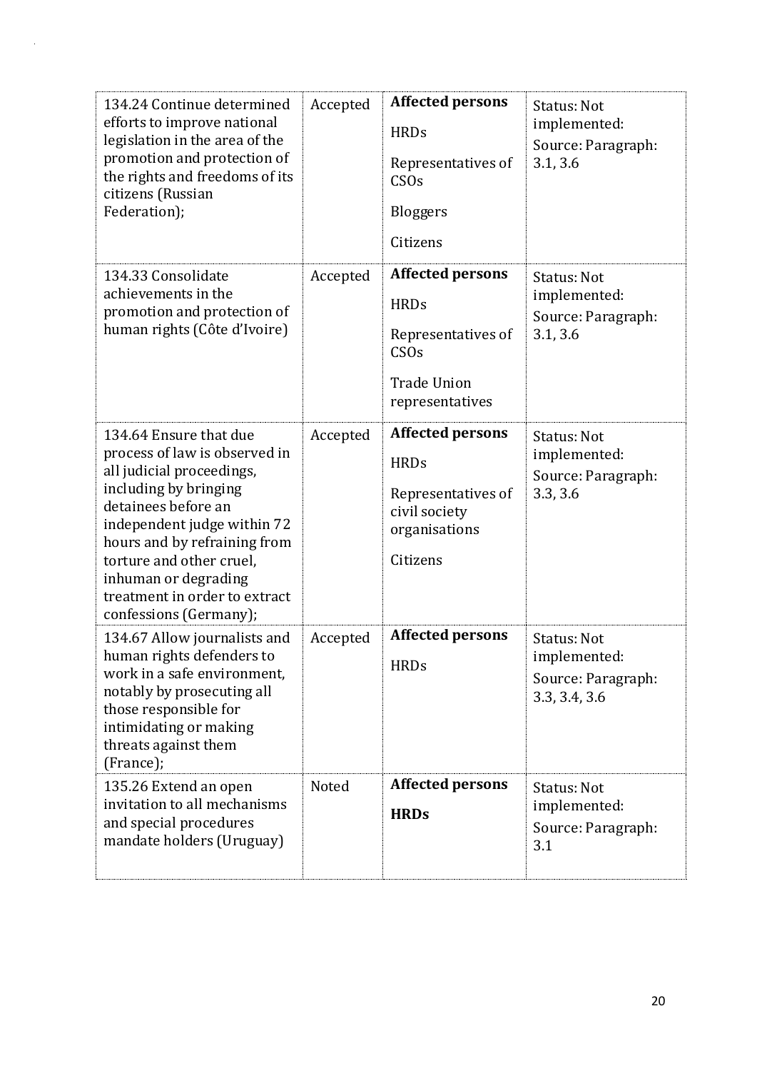| 134.24 Continue determined efforts to improve national legislation in the area of the promotion and protection of the rights and freedoms of its citizens (Russian Federation); | Accepted | **Affected persons**<br><br>HRDs<br><br>Representatives of CSOs<br><br>Bloggers<br><br>Citizens | Status: Not implemented:<br>Source: Paragraph: 3.1, 3.6 |
|---|---|---|---|
| 134.33 Consolidate achievements in the promotion and protection of human rights (Côte d'Ivoire) | Accepted | **Affected persons**<br><br>HRDs<br><br>Representatives of CSOs<br><br>Trade Union representatives | Status: Not implemented:<br>Source: Paragraph: 3.1, 3.6 |
| 134.64 Ensure that due process of law is observed in all judicial proceedings, including by bringing detainees before an independent judge within 72 hours and by refraining from torture and other cruel, inhuman or degrading treatment in order to extract confessions (Germany); | Accepted | **Affected persons**<br><br>HRDs<br><br>Representatives of civil society organisations<br><br>Citizens | Status: Not implemented:<br>Source: Paragraph: 3.3, 3.6 |
| 134.67 Allow journalists and human rights defenders to work in a safe environment, notably by prosecuting all those responsible for intimidating or making threats against them (France); | Accepted | **Affected persons**<br><br>HRDs | Status: Not implemented:<br>Source: Paragraph: 3.3, 3.4, 3.6 |
| 135.26 Extend an open invitation to all mechanisms and special procedures mandate holders (Uruguay) | Noted | **Affected persons**<br><br>**HRDs** | Status: Not implemented:<br>Source: Paragraph: 3.1 |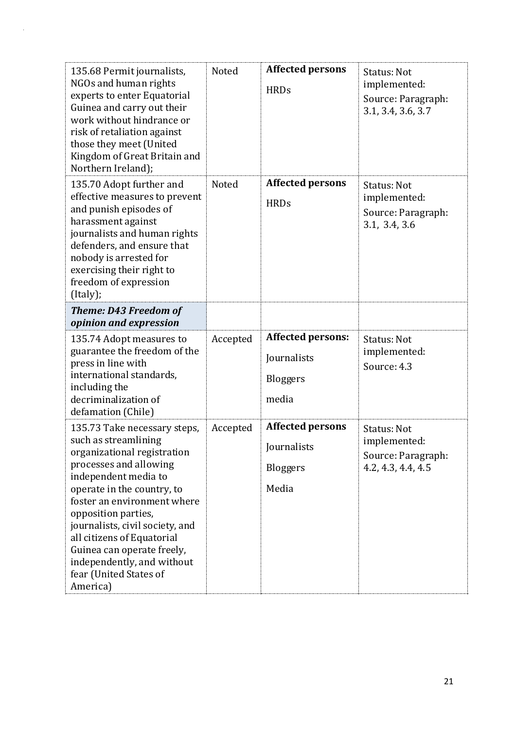| | | | |
|---|---|---|---|
| 135.68 Permit journalists, NGOs and human rights experts to enter Equatorial Guinea and carry out their work without hindrance or risk of retaliation against those they meet (United Kingdom of Great Britain and Northern Ireland); | Noted | **Affected persons**<br><br>HRDs | Status: Not implemented:<br>Source: Paragraph: 3.1, 3.4, 3.6, 3.7 |
| 135.70 Adopt further and effective measures to prevent and punish episodes of harassment against journalists and human rights defenders, and ensure that nobody is arrested for exercising their right to freedom of expression (Italy); | Noted | **Affected persons**<br><br>HRDs | Status: Not implemented:<br>Source: Paragraph: 3.1, 3.4, 3.6 |
| ***Theme: D43 Freedom of opinion and expression*** | | | |
| 135.74 Adopt measures to guarantee the freedom of the press in line with international standards, including the decriminalization of defamation (Chile) | Accepted | **Affected persons:**<br><br>Journalists<br><br>Bloggers<br><br>media | Status: Not implemented:<br>Source: 4.3 |
| 135.73 Take necessary steps, such as streamlining organizational registration processes and allowing independent media to operate in the country, to foster an environment where opposition parties, journalists, civil society, and all citizens of Equatorial Guinea can operate freely, independently, and without fear (United States of America) | Accepted | **Affected persons**<br><br>Journalists<br><br>Bloggers<br><br>Media | Status: Not implemented:<br>Source: Paragraph: 4.2, 4.3, 4.4, 4.5 |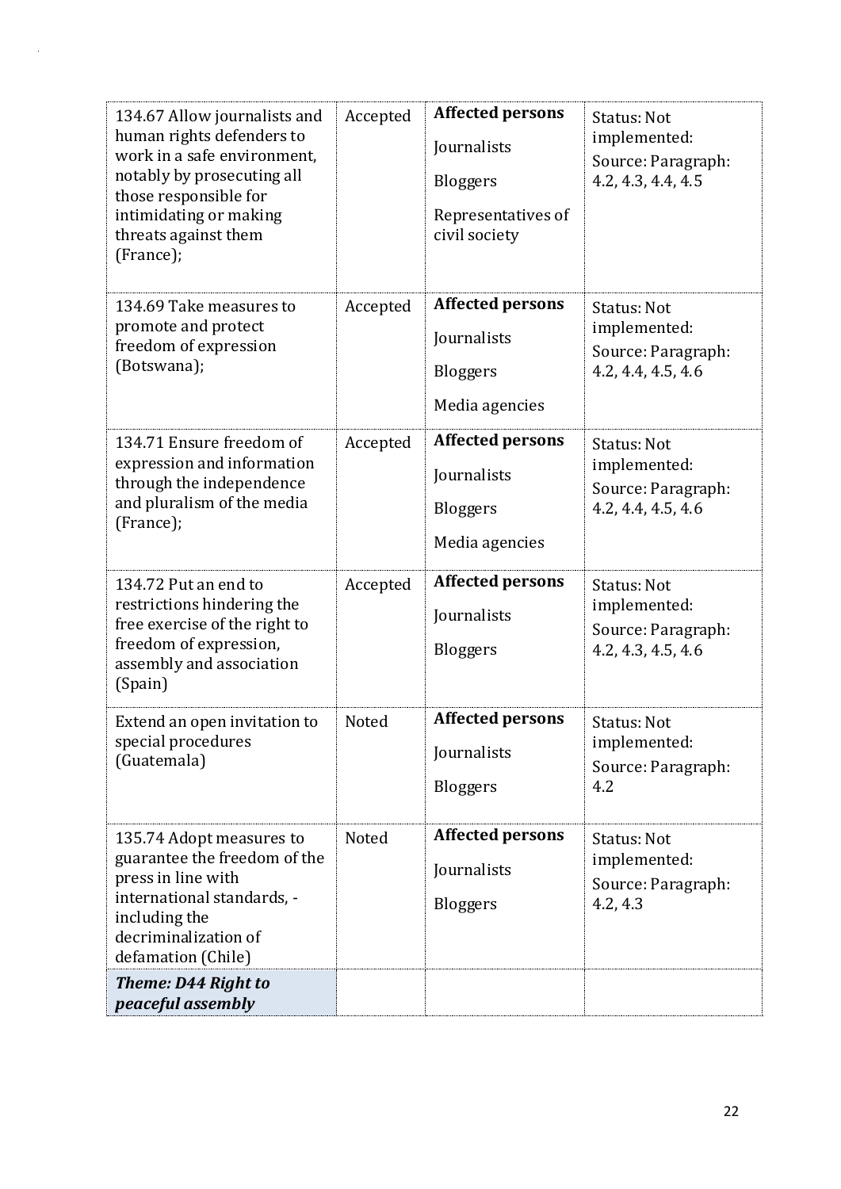| | | | |
|---|---|---|---|
| 134.67 Allow journalists and human rights defenders to work in a safe environment, notably by prosecuting all those responsible for intimidating or making threats against them (France); | Accepted | **Affected persons**<br>Journalists<br>Bloggers<br>Representatives of civil society | Status: Not implemented:<br>Source: Paragraph: 4.2, 4.3, 4.4, 4.5 |
| 134.69 Take measures to promote and protect freedom of expression (Botswana); | Accepted | **Affected persons**<br>Journalists<br>Bloggers<br>Media agencies | Status: Not implemented:<br>Source: Paragraph: 4.2, 4.4, 4.5, 4.6 |
| 134.71 Ensure freedom of expression and information through the independence and pluralism of the media (France); | Accepted | **Affected persons**<br>Journalists<br>Bloggers<br>Media agencies | Status: Not implemented:<br>Source: Paragraph: 4.2, 4.4, 4.5, 4.6 |
| 134.72 Put an end to restrictions hindering the free exercise of the right to freedom of expression, assembly and association (Spain) | Accepted | **Affected persons**<br>Journalists<br>Bloggers | Status: Not implemented:<br>Source: Paragraph: 4.2, 4.3, 4.5, 4.6 |
| Extend an open invitation to special procedures (Guatemala) | Noted | **Affected persons**<br>Journalists<br>Bloggers | Status: Not implemented:<br>Source: Paragraph: 4.2 |
| 135.74 Adopt measures to guarantee the freedom of the press in line with international standards, - including the decriminalization of defamation (Chile) | Noted | **Affected persons**<br>Journalists<br>Bloggers | Status: Not implemented:<br>Source: Paragraph: 4.2, 4.3 |
| ***Theme: D44 Right to peaceful assembly*** | | | |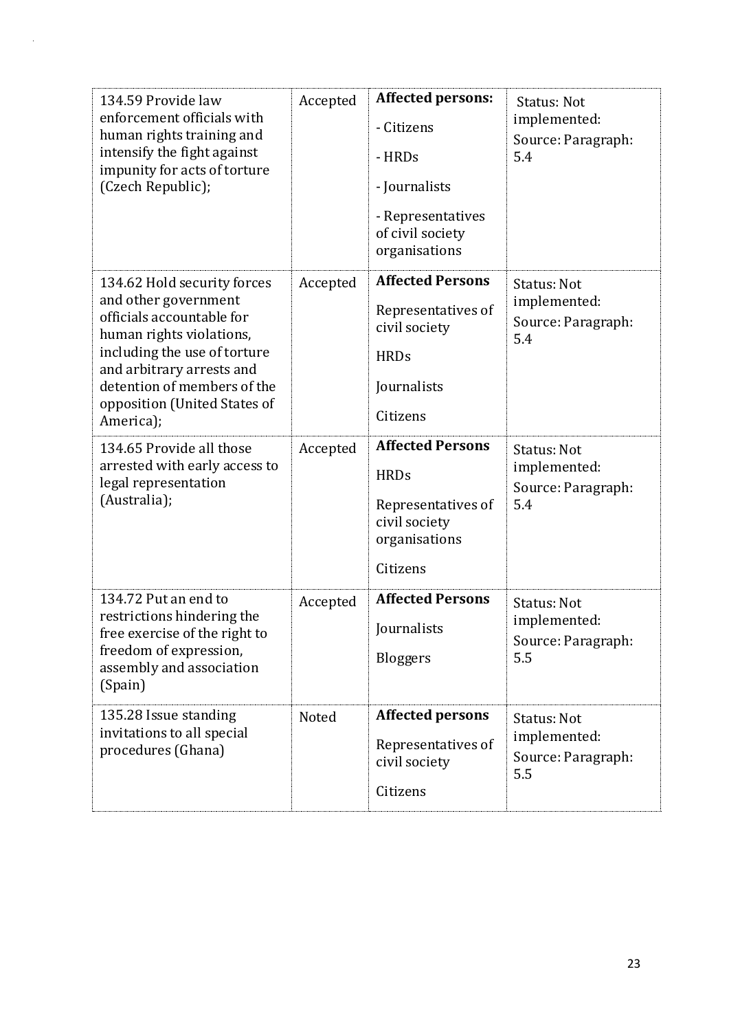| | | | |
|---|---|---|---|
| 134.59 Provide law enforcement officials with human rights training and intensify the fight against impunity for acts of torture (Czech Republic); | Accepted | **Affected persons:**<br>- Citizens<br>- HRDs<br>- Journalists<br>- Representatives of civil society organisations | Status: Not implemented:<br>Source: Paragraph: 5.4 |
| 134.62 Hold security forces and other government officials accountable for human rights violations, including the use of torture and arbitrary arrests and detention of members of the opposition (United States of America); | Accepted | **Affected Persons**<br>Representatives of civil society<br>HRDs<br>Journalists<br>Citizens | Status: Not implemented:<br>Source: Paragraph: 5.4 |
| 134.65 Provide all those arrested with early access to legal representation (Australia); | Accepted | **Affected Persons**<br>HRDs<br>Representatives of civil society organisations<br>Citizens | Status: Not implemented:<br>Source: Paragraph: 5.4 |
| 134.72 Put an end to restrictions hindering the free exercise of the right to freedom of expression, assembly and association (Spain) | Accepted | **Affected Persons**<br>Journalists<br>Bloggers | Status: Not implemented:<br>Source: Paragraph: 5.5 |
| 135.28 Issue standing invitations to all special procedures (Ghana) | Noted | **Affected persons**<br>Representatives of civil society<br>Citizens | Status: Not implemented:<br>Source: Paragraph: 5.5 |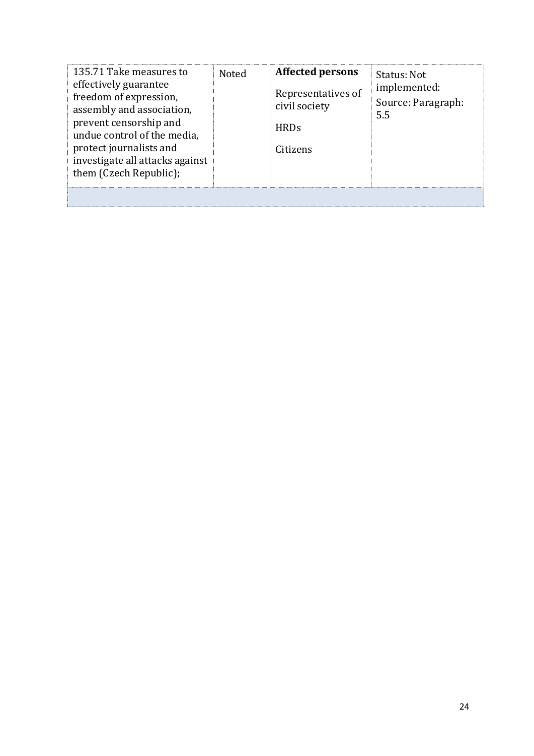| | | | |
|---|---|---|---|
| 135.71 Take measures to effectively guarantee freedom of expression, assembly and association, prevent censorship and undue control of the media, protect journalists and investigate all attacks against them (Czech Republic); | Noted | **Affected persons**<br><br>Representatives of civil society<br><br>HRDs<br><br>Citizens | Status: Not implemented:<br><br>Source: Paragraph: 5.5 |
| | | | |